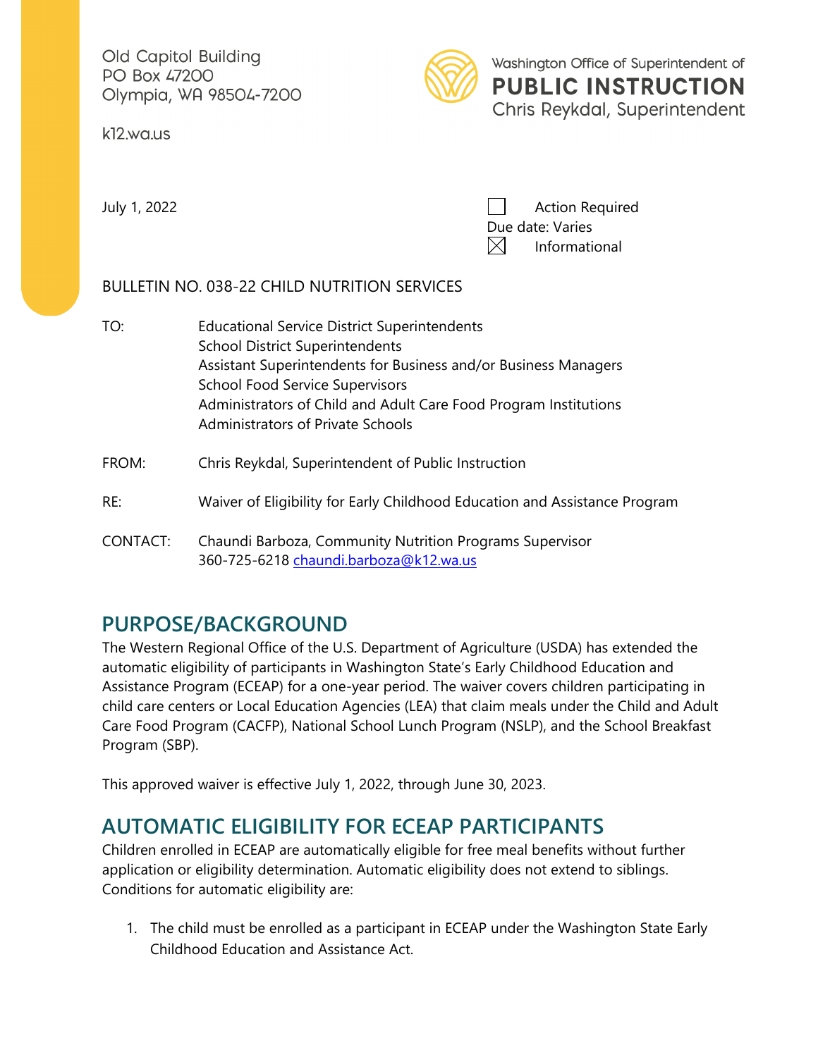Old Capitol Building
PO Box 47200
Olympia, WA 98504-7200

k12.wa.us

Washington Office of Superintendent of
**PUBLIC INSTRUCTION**
Chris Reykdal, Superintendent

July 1, 2022

☐ Action Required
Due date: Varies
☒ Informational

BULLETIN NO. 038-22 CHILD NUTRITION SERVICES

| | |
|---|---|
| TO: | Educational Service District Superintendents<br>School District Superintendents<br>Assistant Superintendents for Business and/or Business Managers<br>School Food Service Supervisors<br>Administrators of Child and Adult Care Food Program Institutions<br>Administrators of Private Schools |
| FROM: | Chris Reykdal, Superintendent of Public Instruction |
| RE: | Waiver of Eligibility for Early Childhood Education and Assistance Program |
| CONTACT: | Chaundi Barboza, Community Nutrition Programs Supervisor<br>360-725-6218 chaundi.barboza@k12.wa.us |

## PURPOSE/BACKGROUND

The Western Regional Office of the U.S. Department of Agriculture (USDA) has extended the automatic eligibility of participants in Washington State's Early Childhood Education and Assistance Program (ECEAP) for a one-year period. The waiver covers children participating in child care centers or Local Education Agencies (LEA) that claim meals under the Child and Adult Care Food Program (CACFP), National School Lunch Program (NSLP), and the School Breakfast Program (SBP).

This approved waiver is effective July 1, 2022, through June 30, 2023.

## AUTOMATIC ELIGIBILITY FOR ECEAP PARTICIPANTS

Children enrolled in ECEAP are automatically eligible for free meal benefits without further application or eligibility determination. Automatic eligibility does not extend to siblings. Conditions for automatic eligibility are:

1. The child must be enrolled as a participant in ECEAP under the Washington State Early Childhood Education and Assistance Act.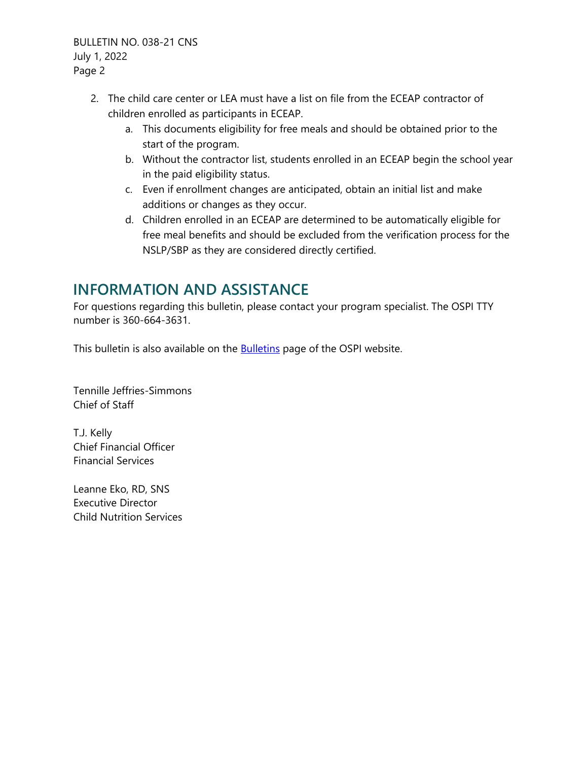2. The child care center or LEA must have a list on file from the ECEAP contractor of children enrolled as participants in ECEAP.
    a. This documents eligibility for free meals and should be obtained prior to the start of the program.
    b. Without the contractor list, students enrolled in an ECEAP begin the school year in the paid eligibility status.
    c. Even if enrollment changes are anticipated, obtain an initial list and make additions or changes as they occur.
    d. Children enrolled in an ECEAP are determined to be automatically eligible for free meal benefits and should be excluded from the verification process for the NSLP/SBP as they are considered directly certified.

## INFORMATION AND ASSISTANCE

For questions regarding this bulletin, please contact your program specialist. The OSPI TTY number is 360-664-3631.

This bulletin is also available on the Bulletins page of the OSPI website.

Tennille Jeffries-Simmons
Chief of Staff

T.J. Kelly
Chief Financial Officer
Financial Services

Leanne Eko, RD, SNS
Executive Director
Child Nutrition Services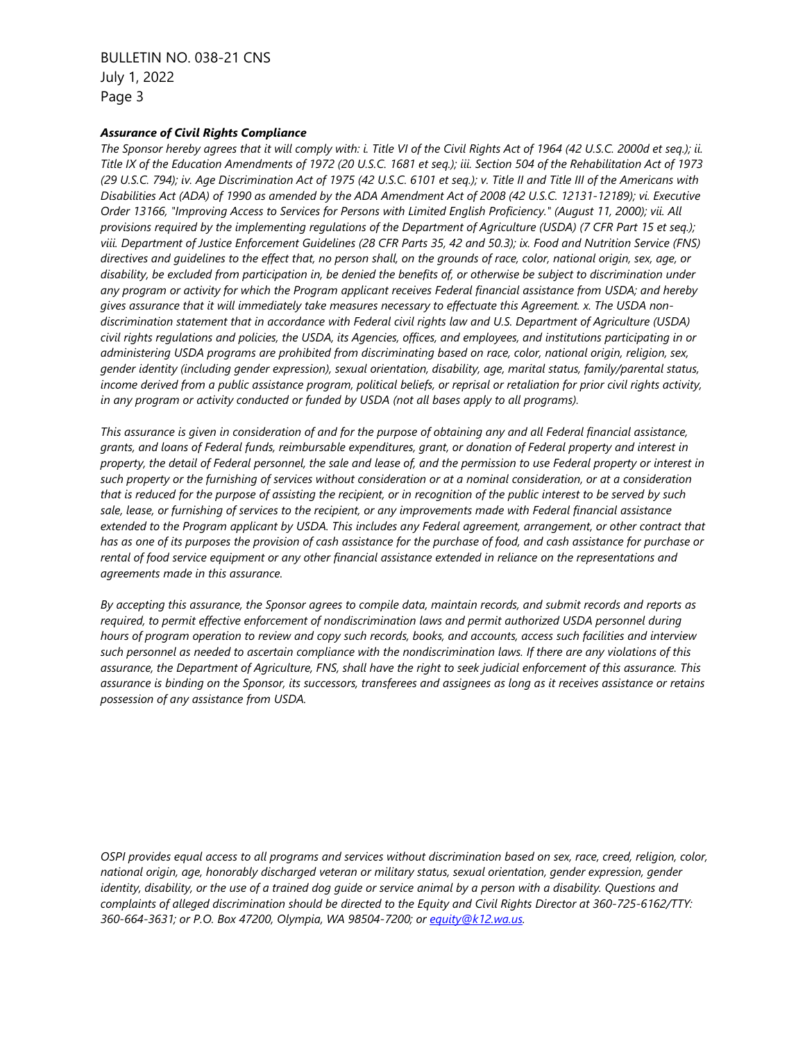***Assurance of Civil Rights Compliance***

*The Sponsor hereby agrees that it will comply with: i. Title VI of the Civil Rights Act of 1964 (42 U.S.C. 2000d et seq.); ii. Title IX of the Education Amendments of 1972 (20 U.S.C. 1681 et seq.); iii. Section 504 of the Rehabilitation Act of 1973 (29 U.S.C. 794); iv. Age Discrimination Act of 1975 (42 U.S.C. 6101 et seq.); v. Title II and Title III of the Americans with Disabilities Act (ADA) of 1990 as amended by the ADA Amendment Act of 2008 (42 U.S.C. 12131-12189); vi. Executive Order 13166, "Improving Access to Services for Persons with Limited English Proficiency." (August 11, 2000); vii. All provisions required by the implementing regulations of the Department of Agriculture (USDA) (7 CFR Part 15 et seq.); viii. Department of Justice Enforcement Guidelines (28 CFR Parts 35, 42 and 50.3); ix. Food and Nutrition Service (FNS) directives and guidelines to the effect that, no person shall, on the grounds of race, color, national origin, sex, age, or disability, be excluded from participation in, be denied the benefits of, or otherwise be subject to discrimination under any program or activity for which the Program applicant receives Federal financial assistance from USDA; and hereby gives assurance that it will immediately take measures necessary to effectuate this Agreement. x. The USDA non-discrimination statement that in accordance with Federal civil rights law and U.S. Department of Agriculture (USDA) civil rights regulations and policies, the USDA, its Agencies, offices, and employees, and institutions participating in or administering USDA programs are prohibited from discriminating based on race, color, national origin, religion, sex, gender identity (including gender expression), sexual orientation, disability, age, marital status, family/parental status, income derived from a public assistance program, political beliefs, or reprisal or retaliation for prior civil rights activity, in any program or activity conducted or funded by USDA (not all bases apply to all programs).*

*This assurance is given in consideration of and for the purpose of obtaining any and all Federal financial assistance, grants, and loans of Federal funds, reimbursable expenditures, grant, or donation of Federal property and interest in property, the detail of Federal personnel, the sale and lease of, and the permission to use Federal property or interest in such property or the furnishing of services without consideration or at a nominal consideration, or at a consideration that is reduced for the purpose of assisting the recipient, or in recognition of the public interest to be served by such sale, lease, or furnishing of services to the recipient, or any improvements made with Federal financial assistance extended to the Program applicant by USDA. This includes any Federal agreement, arrangement, or other contract that has as one of its purposes the provision of cash assistance for the purchase of food, and cash assistance for purchase or rental of food service equipment or any other financial assistance extended in reliance on the representations and agreements made in this assurance.*

*By accepting this assurance, the Sponsor agrees to compile data, maintain records, and submit records and reports as required, to permit effective enforcement of nondiscrimination laws and permit authorized USDA personnel during hours of program operation to review and copy such records, books, and accounts, access such facilities and interview such personnel as needed to ascertain compliance with the nondiscrimination laws. If there are any violations of this assurance, the Department of Agriculture, FNS, shall have the right to seek judicial enforcement of this assurance. This assurance is binding on the Sponsor, its successors, transferees and assignees as long as it receives assistance or retains possession of any assistance from USDA.*

*OSPI provides equal access to all programs and services without discrimination based on sex, race, creed, religion, color, national origin, age, honorably discharged veteran or military status, sexual orientation, gender expression, gender identity, disability, or the use of a trained dog guide or service animal by a person with a disability. Questions and complaints of alleged discrimination should be directed to the Equity and Civil Rights Director at 360-725-6162/TTY: 360-664-3631; or P.O. Box 47200, Olympia, WA 98504-7200; or [equity@k12.wa.us](mailto:equity@k12.wa.us).*